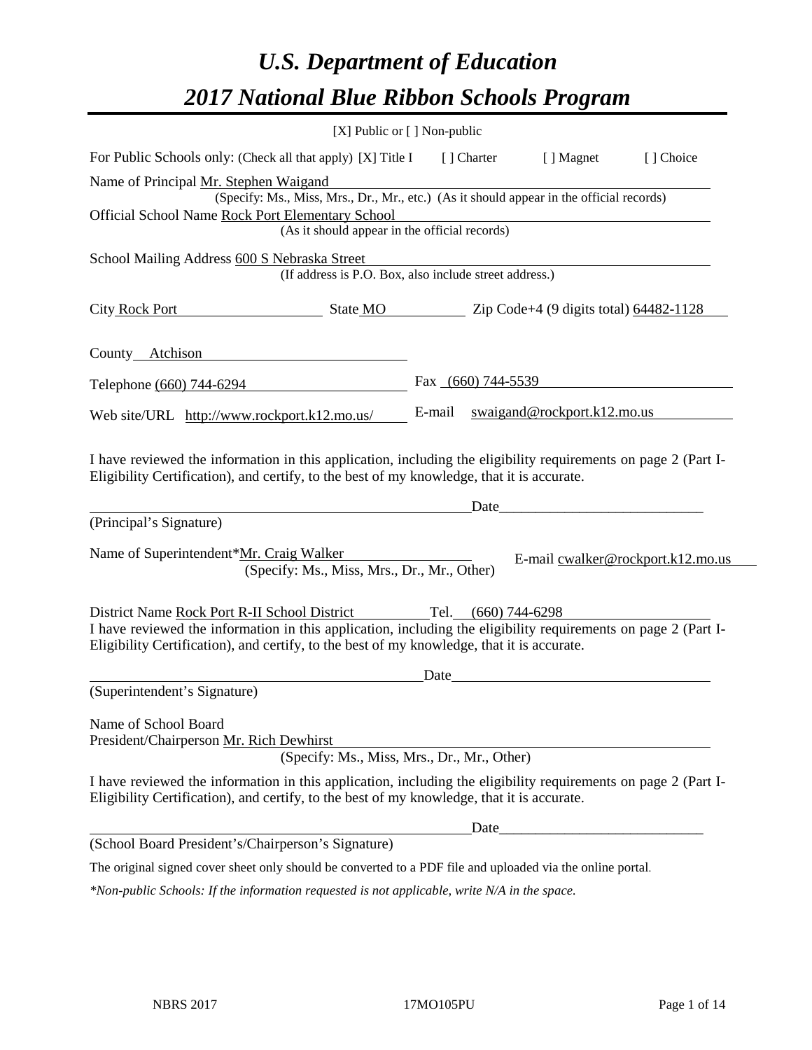# *U.S. Department of Education*
# *2017 National Blue Ribbon Schools Program*

[X] Public or [ ] Non-public

For Public Schools only: (Check all that apply) [X] Title I [ ] Charter [ ] Magnet [ ] Choice

Name of Principal Mr. Stephen Waigand
(Specify: Ms., Miss, Mrs., Dr., Mr., etc.) (As it should appear in the official records)

Official School Name Rock Port Elementary School
(As it should appear in the official records)

School Mailing Address 600 S Nebraska Street
(If address is P.O. Box, also include street address.)

City Rock Port State MO Zip Code+4 (9 digits total) 64482-1128

County Atchison

Telephone (660) 744-6294 Fax (660) 744-5539

Web site/URL http://www.rockport.k12.mo.us/ E-mail swaigand@rockport.k12.mo.us

I have reviewed the information in this application, including the eligibility requirements on page 2 (Part I-Eligibility Certification), and certify, to the best of my knowledge, that it is accurate.

_______________________________________ Date_______________________
(Principal's Signature)

Name of Superintendent*Mr. Craig Walker E-mail cwalker@rockport.k12.mo.us
(Specify: Ms., Miss, Mrs., Dr., Mr., Other)

District Name Rock Port R-II School District Tel. (660) 744-6298

I have reviewed the information in this application, including the eligibility requirements on page 2 (Part I-Eligibility Certification), and certify, to the best of my knowledge, that it is accurate.

_______________________________________ Date_______________________
(Superintendent's Signature)

Name of School Board
President/Chairperson Mr. Rich Dewhirst
(Specify: Ms., Miss, Mrs., Dr., Mr., Other)

I have reviewed the information in this application, including the eligibility requirements on page 2 (Part I-Eligibility Certification), and certify, to the best of my knowledge, that it is accurate.

_______________________________________ Date_______________________
(School Board President's/Chairperson's Signature)

The original signed cover sheet only should be converted to a PDF file and uploaded via the online portal.

*\*Non-public Schools: If the information requested is not applicable, write N/A in the space.*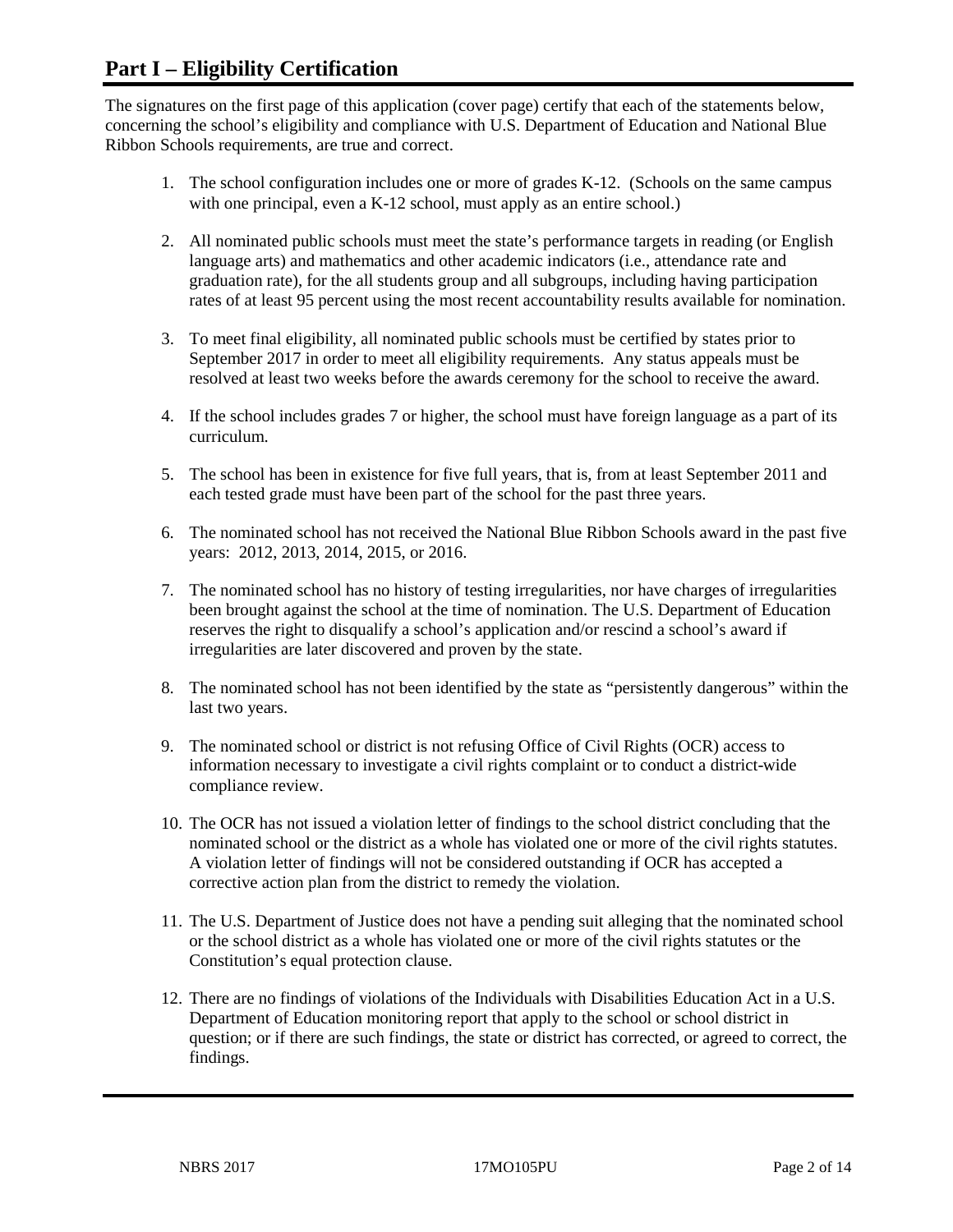# Part I – Eligibility Certification

The signatures on the first page of this application (cover page) certify that each of the statements below, concerning the school's eligibility and compliance with U.S. Department of Education and National Blue Ribbon Schools requirements, are true and correct.

1. The school configuration includes one or more of grades K-12. (Schools on the same campus with one principal, even a K-12 school, must apply as an entire school.)
2. All nominated public schools must meet the state's performance targets in reading (or English language arts) and mathematics and other academic indicators (i.e., attendance rate and graduation rate), for the all students group and all subgroups, including having participation rates of at least 95 percent using the most recent accountability results available for nomination.
3. To meet final eligibility, all nominated public schools must be certified by states prior to September 2017 in order to meet all eligibility requirements. Any status appeals must be resolved at least two weeks before the awards ceremony for the school to receive the award.
4. If the school includes grades 7 or higher, the school must have foreign language as a part of its curriculum.
5. The school has been in existence for five full years, that is, from at least September 2011 and each tested grade must have been part of the school for the past three years.
6. The nominated school has not received the National Blue Ribbon Schools award in the past five years: 2012, 2013, 2014, 2015, or 2016.
7. The nominated school has no history of testing irregularities, nor have charges of irregularities been brought against the school at the time of nomination. The U.S. Department of Education reserves the right to disqualify a school's application and/or rescind a school's award if irregularities are later discovered and proven by the state.
8. The nominated school has not been identified by the state as "persistently dangerous" within the last two years.
9. The nominated school or district is not refusing Office of Civil Rights (OCR) access to information necessary to investigate a civil rights complaint or to conduct a district-wide compliance review.
10. The OCR has not issued a violation letter of findings to the school district concluding that the nominated school or the district as a whole has violated one or more of the civil rights statutes. A violation letter of findings will not be considered outstanding if OCR has accepted a corrective action plan from the district to remedy the violation.
11. The U.S. Department of Justice does not have a pending suit alleging that the nominated school or the school district as a whole has violated one or more of the civil rights statutes or the Constitution's equal protection clause.
12. There are no findings of violations of the Individuals with Disabilities Education Act in a U.S. Department of Education monitoring report that apply to the school or school district in question; or if there are such findings, the state or district has corrected, or agreed to correct, the findings.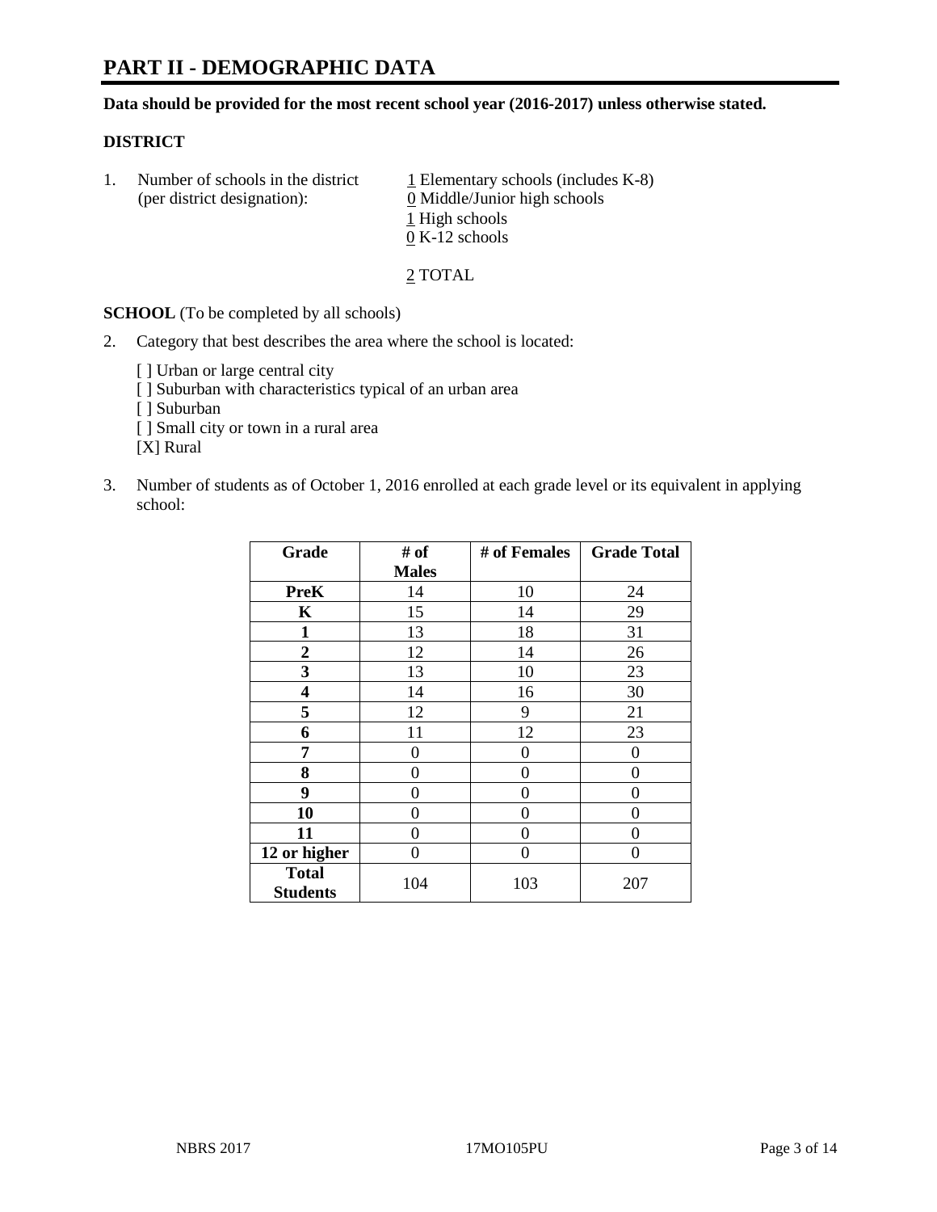# PART II - DEMOGRAPHIC DATA

**Data should be provided for the most recent school year (2016-2017) unless otherwise stated.**

## DISTRICT

1. Number of schools in the district (per district designation):
   - 1 Elementary schools (includes K-8)
   - 0 Middle/Junior high schools
   - 1 High schools
   - 0 K-12 schools

   2 TOTAL

**SCHOOL** (To be completed by all schools)

2. Category that best describes the area where the school is located:

   [ ] Urban or large central city
   [ ] Suburban with characteristics typical of an urban area
   [ ] Suburban
   [ ] Small city or town in a rural area
   [X] Rural

3. Number of students as of October 1, 2016 enrolled at each grade level or its equivalent in applying school:

| Grade | # of Males | # of Females | Grade Total |
|---|---|---|---|
| **PreK** | 14 | 10 | 24 |
| **K** | 15 | 14 | 29 |
| **1** | 13 | 18 | 31 |
| **2** | 12 | 14 | 26 |
| **3** | 13 | 10 | 23 |
| **4** | 14 | 16 | 30 |
| **5** | 12 | 9 | 21 |
| **6** | 11 | 12 | 23 |
| **7** | 0 | 0 | 0 |
| **8** | 0 | 0 | 0 |
| **9** | 0 | 0 | 0 |
| **10** | 0 | 0 | 0 |
| **11** | 0 | 0 | 0 |
| **12 or higher** | 0 | 0 | 0 |
| **Total Students** | 104 | 103 | 207 |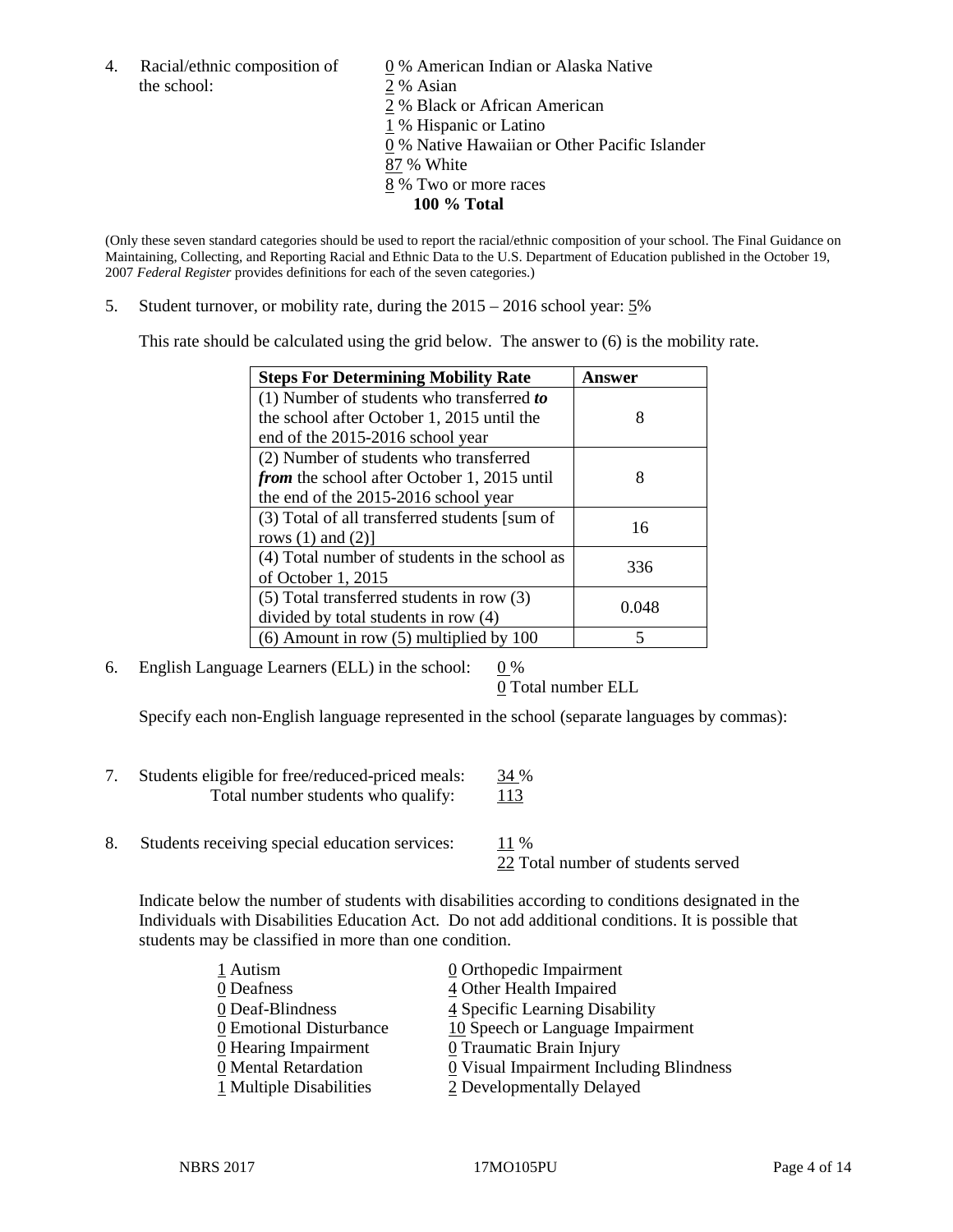4. Racial/ethnic composition of the school:

0 % American Indian or Alaska Native
2 % Asian
2 % Black or African American
1 % Hispanic or Latino
0 % Native Hawaiian or Other Pacific Islander
87 % White
8 % Two or more races
**100 % Total**

(Only these seven standard categories should be used to report the racial/ethnic composition of your school. The Final Guidance on Maintaining, Collecting, and Reporting Racial and Ethnic Data to the U.S. Department of Education published in the October 19, 2007 *Federal Register* provides definitions for each of the seven categories.)

5. Student turnover, or mobility rate, during the 2015 – 2016 school year: 5%

This rate should be calculated using the grid below. The answer to (6) is the mobility rate.

| **Steps For Determining Mobility Rate** | **Answer** |
|---|---|
| (1) Number of students who transferred ***to*** the school after October 1, 2015 until the end of the 2015-2016 school year | 8 |
| (2) Number of students who transferred ***from*** the school after October 1, 2015 until the end of the 2015-2016 school year | 8 |
| (3) Total of all transferred students [sum of rows (1) and (2)] | 16 |
| (4) Total number of students in the school as of October 1, 2015 | 336 |
| (5) Total transferred students in row (3) divided by total students in row (4) | 0.048 |
| (6) Amount in row (5) multiplied by 100 | 5 |

6. English Language Learners (ELL) in the school: 0 %
0 Total number ELL

Specify each non-English language represented in the school (separate languages by commas):

7. Students eligible for free/reduced-priced meals: 34 %
Total number students who qualify: 113

8. Students receiving special education services: 11 %
22 Total number of students served

Indicate below the number of students with disabilities according to conditions designated in the Individuals with Disabilities Education Act. Do not add additional conditions. It is possible that students may be classified in more than one condition.

1 Autism
0 Deafness
0 Deaf-Blindness
0 Emotional Disturbance
0 Hearing Impairment
0 Mental Retardation
1 Multiple Disabilities
0 Orthopedic Impairment
4 Other Health Impaired
4 Specific Learning Disability
10 Speech or Language Impairment
0 Traumatic Brain Injury
0 Visual Impairment Including Blindness
2 Developmentally Delayed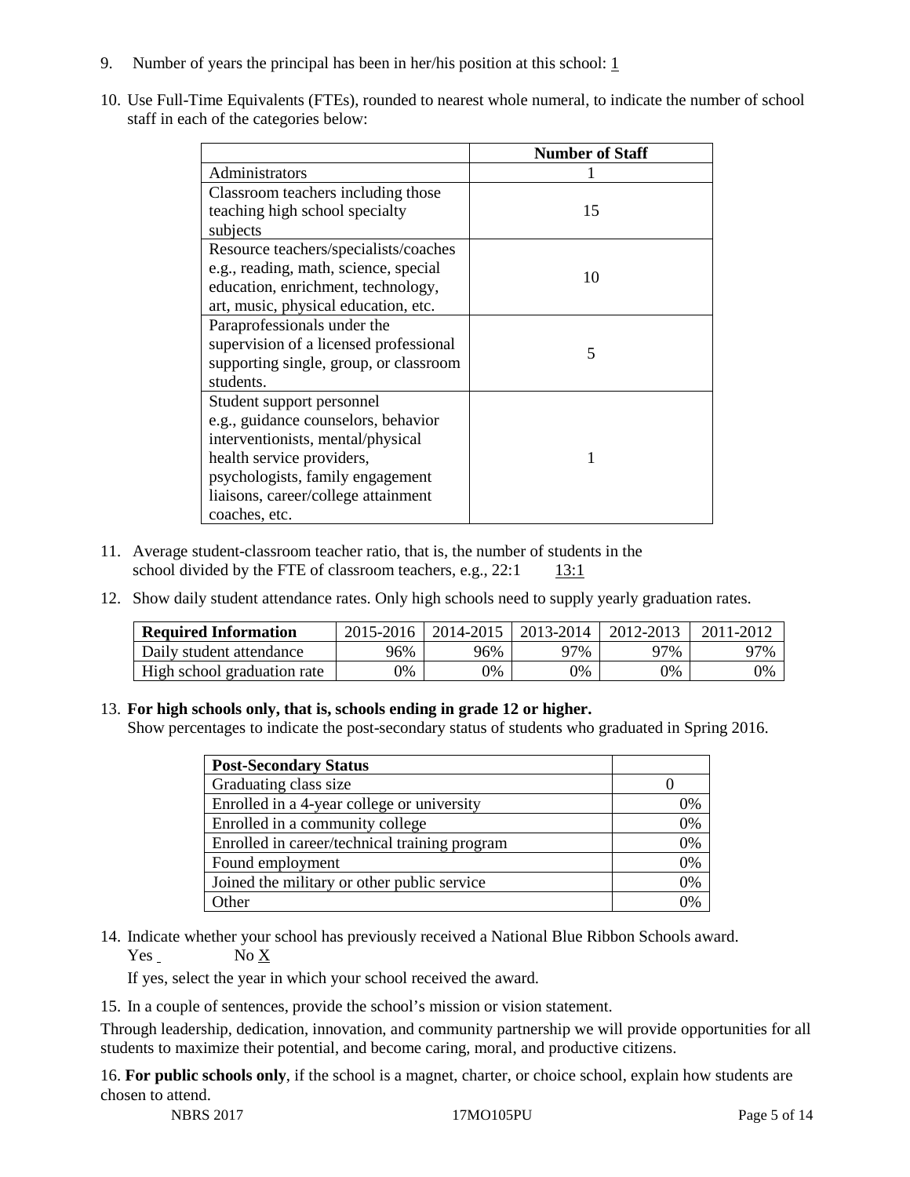9. Number of years the principal has been in her/his position at this school: 1

10. Use Full-Time Equivalents (FTEs), rounded to nearest whole numeral, to indicate the number of school staff in each of the categories below:

| | Number of Staff |
|---|---|
| Administrators | 1 |
| Classroom teachers including those teaching high school specialty subjects | 15 |
| Resource teachers/specialists/coaches e.g., reading, math, science, special education, enrichment, technology, art, music, physical education, etc. | 10 |
| Paraprofessionals under the supervision of a licensed professional supporting single, group, or classroom students. | 5 |
| Student support personnel e.g., guidance counselors, behavior interventionists, mental/physical health service providers, psychologists, family engagement liaisons, career/college attainment coaches, etc. | 1 |

11. Average student-classroom teacher ratio, that is, the number of students in the school divided by the FTE of classroom teachers, e.g., 22:1 13:1

12. Show daily student attendance rates. Only high schools need to supply yearly graduation rates.

| Required Information | 2015-2016 | 2014-2015 | 2013-2014 | 2012-2013 | 2011-2012 |
|---|---|---|---|---|---|
| Daily student attendance | 96% | 96% | 97% | 97% | 97% |
| High school graduation rate | 0% | 0% | 0% | 0% | 0% |

13. **For high schools only, that is, schools ending in grade 12 or higher.**
Show percentages to indicate the post-secondary status of students who graduated in Spring 2016.

| Post-Secondary Status | |
|---|---|
| Graduating class size | 0 |
| Enrolled in a 4-year college or university | 0% |
| Enrolled in a community college | 0% |
| Enrolled in career/technical training program | 0% |
| Found employment | 0% |
| Joined the military or other public service | 0% |
| Other | 0% |

14. Indicate whether your school has previously received a National Blue Ribbon Schools award.
Yes No X

If yes, select the year in which your school received the award.

15. In a couple of sentences, provide the school's mission or vision statement.

Through leadership, dedication, innovation, and community partnership we will provide opportunities for all students to maximize their potential, and become caring, moral, and productive citizens.

16. **For public schools only**, if the school is a magnet, charter, or choice school, explain how students are chosen to attend.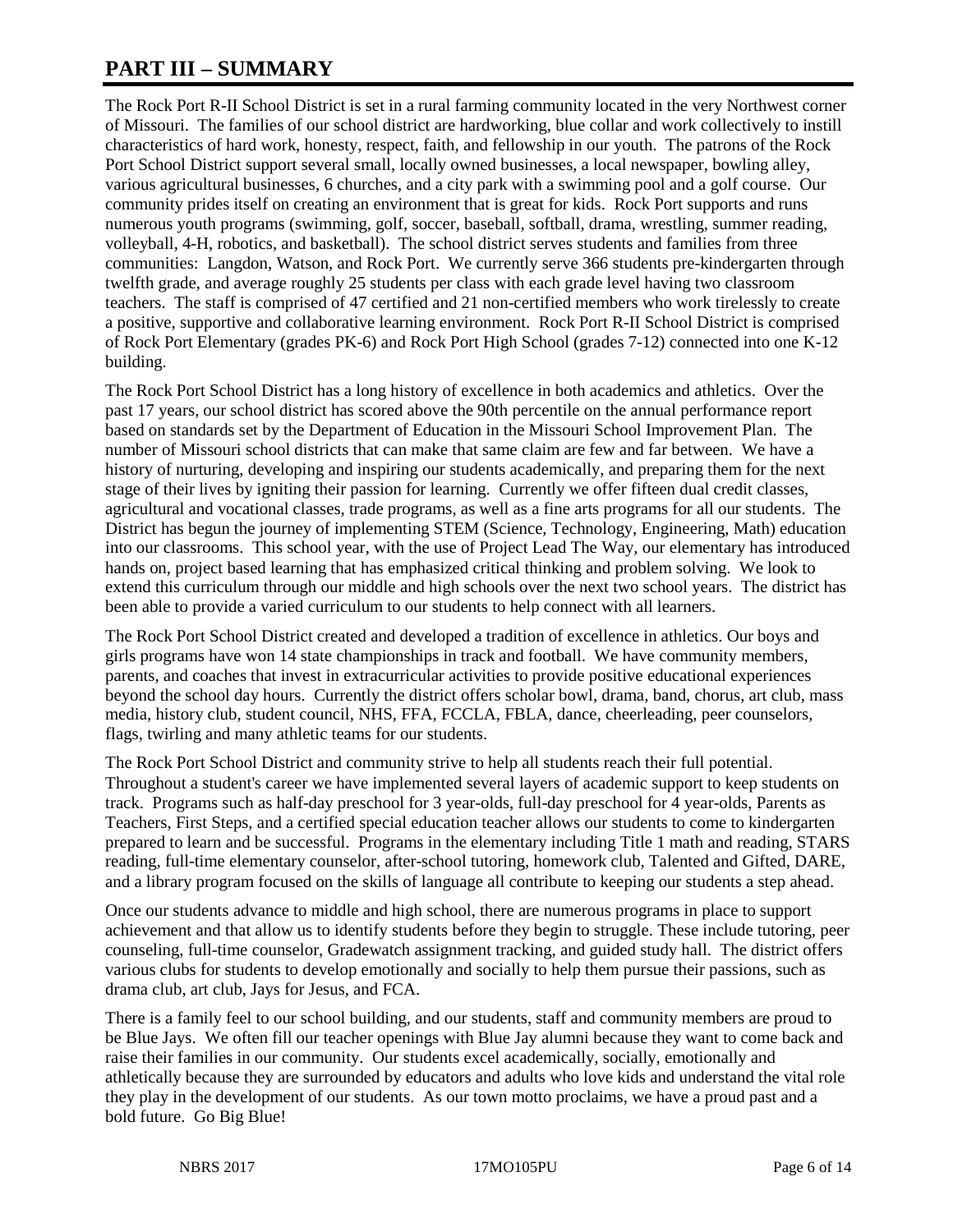# PART III – SUMMARY

The Rock Port R-II School District is set in a rural farming community located in the very Northwest corner of Missouri. The families of our school district are hardworking, blue collar and work collectively to instill characteristics of hard work, honesty, respect, faith, and fellowship in our youth. The patrons of the Rock Port School District support several small, locally owned businesses, a local newspaper, bowling alley, various agricultural businesses, 6 churches, and a city park with a swimming pool and a golf course. Our community prides itself on creating an environment that is great for kids. Rock Port supports and runs numerous youth programs (swimming, golf, soccer, baseball, softball, drama, wrestling, summer reading, volleyball, 4-H, robotics, and basketball). The school district serves students and families from three communities: Langdon, Watson, and Rock Port. We currently serve 366 students pre-kindergarten through twelfth grade, and average roughly 25 students per class with each grade level having two classroom teachers. The staff is comprised of 47 certified and 21 non-certified members who work tirelessly to create a positive, supportive and collaborative learning environment. Rock Port R-II School District is comprised of Rock Port Elementary (grades PK-6) and Rock Port High School (grades 7-12) connected into one K-12 building.

The Rock Port School District has a long history of excellence in both academics and athletics. Over the past 17 years, our school district has scored above the 90th percentile on the annual performance report based on standards set by the Department of Education in the Missouri School Improvement Plan. The number of Missouri school districts that can make that same claim are few and far between. We have a history of nurturing, developing and inspiring our students academically, and preparing them for the next stage of their lives by igniting their passion for learning. Currently we offer fifteen dual credit classes, agricultural and vocational classes, trade programs, as well as a fine arts programs for all our students. The District has begun the journey of implementing STEM (Science, Technology, Engineering, Math) education into our classrooms. This school year, with the use of Project Lead The Way, our elementary has introduced hands on, project based learning that has emphasized critical thinking and problem solving. We look to extend this curriculum through our middle and high schools over the next two school years. The district has been able to provide a varied curriculum to our students to help connect with all learners.

The Rock Port School District created and developed a tradition of excellence in athletics. Our boys and girls programs have won 14 state championships in track and football. We have community members, parents, and coaches that invest in extracurricular activities to provide positive educational experiences beyond the school day hours. Currently the district offers scholar bowl, drama, band, chorus, art club, mass media, history club, student council, NHS, FFA, FCCLA, FBLA, dance, cheerleading, peer counselors, flags, twirling and many athletic teams for our students.

The Rock Port School District and community strive to help all students reach their full potential. Throughout a student's career we have implemented several layers of academic support to keep students on track. Programs such as half-day preschool for 3 year-olds, full-day preschool for 4 year-olds, Parents as Teachers, First Steps, and a certified special education teacher allows our students to come to kindergarten prepared to learn and be successful. Programs in the elementary including Title 1 math and reading, STARS reading, full-time elementary counselor, after-school tutoring, homework club, Talented and Gifted, DARE, and a library program focused on the skills of language all contribute to keeping our students a step ahead.

Once our students advance to middle and high school, there are numerous programs in place to support achievement and that allow us to identify students before they begin to struggle. These include tutoring, peer counseling, full-time counselor, Gradewatch assignment tracking, and guided study hall. The district offers various clubs for students to develop emotionally and socially to help them pursue their passions, such as drama club, art club, Jays for Jesus, and FCA.

There is a family feel to our school building, and our students, staff and community members are proud to be Blue Jays. We often fill our teacher openings with Blue Jay alumni because they want to come back and raise their families in our community. Our students excel academically, socially, emotionally and athletically because they are surrounded by educators and adults who love kids and understand the vital role they play in the development of our students. As our town motto proclaims, we have a proud past and a bold future. Go Big Blue!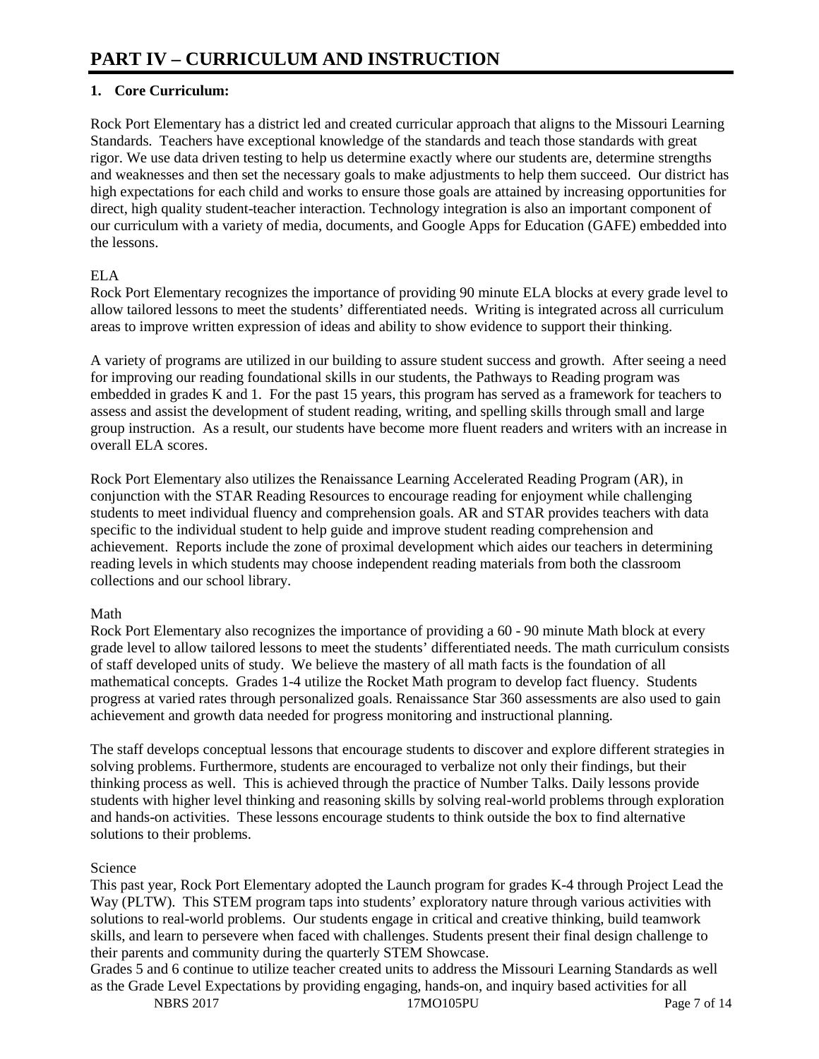# PART IV – CURRICULUM AND INSTRUCTION

## 1. Core Curriculum:

Rock Port Elementary has a district led and created curricular approach that aligns to the Missouri Learning Standards. Teachers have exceptional knowledge of the standards and teach those standards with great rigor. We use data driven testing to help us determine exactly where our students are, determine strengths and weaknesses and then set the necessary goals to make adjustments to help them succeed. Our district has high expectations for each child and works to ensure those goals are attained by increasing opportunities for direct, high quality student-teacher interaction. Technology integration is also an important component of our curriculum with a variety of media, documents, and Google Apps for Education (GAFE) embedded into the lessons.

ELA
Rock Port Elementary recognizes the importance of providing 90 minute ELA blocks at every grade level to allow tailored lessons to meet the students' differentiated needs. Writing is integrated across all curriculum areas to improve written expression of ideas and ability to show evidence to support their thinking.

A variety of programs are utilized in our building to assure student success and growth. After seeing a need for improving our reading foundational skills in our students, the Pathways to Reading program was embedded in grades K and 1. For the past 15 years, this program has served as a framework for teachers to assess and assist the development of student reading, writing, and spelling skills through small and large group instruction. As a result, our students have become more fluent readers and writers with an increase in overall ELA scores.

Rock Port Elementary also utilizes the Renaissance Learning Accelerated Reading Program (AR), in conjunction with the STAR Reading Resources to encourage reading for enjoyment while challenging students to meet individual fluency and comprehension goals. AR and STAR provides teachers with data specific to the individual student to help guide and improve student reading comprehension and achievement. Reports include the zone of proximal development which aides our teachers in determining reading levels in which students may choose independent reading materials from both the classroom collections and our school library.

Math
Rock Port Elementary also recognizes the importance of providing a 60 - 90 minute Math block at every grade level to allow tailored lessons to meet the students' differentiated needs. The math curriculum consists of staff developed units of study. We believe the mastery of all math facts is the foundation of all mathematical concepts. Grades 1-4 utilize the Rocket Math program to develop fact fluency. Students progress at varied rates through personalized goals. Renaissance Star 360 assessments are also used to gain achievement and growth data needed for progress monitoring and instructional planning.

The staff develops conceptual lessons that encourage students to discover and explore different strategies in solving problems. Furthermore, students are encouraged to verbalize not only their findings, but their thinking process as well. This is achieved through the practice of Number Talks. Daily lessons provide students with higher level thinking and reasoning skills by solving real-world problems through exploration and hands-on activities. These lessons encourage students to think outside the box to find alternative solutions to their problems.

Science
This past year, Rock Port Elementary adopted the Launch program for grades K-4 through Project Lead the Way (PLTW). This STEM program taps into students' exploratory nature through various activities with solutions to real-world problems. Our students engage in critical and creative thinking, build teamwork skills, and learn to persevere when faced with challenges. Students present their final design challenge to their parents and community during the quarterly STEM Showcase.
Grades 5 and 6 continue to utilize teacher created units to address the Missouri Learning Standards as well as the Grade Level Expectations by providing engaging, hands-on, and inquiry based activities for all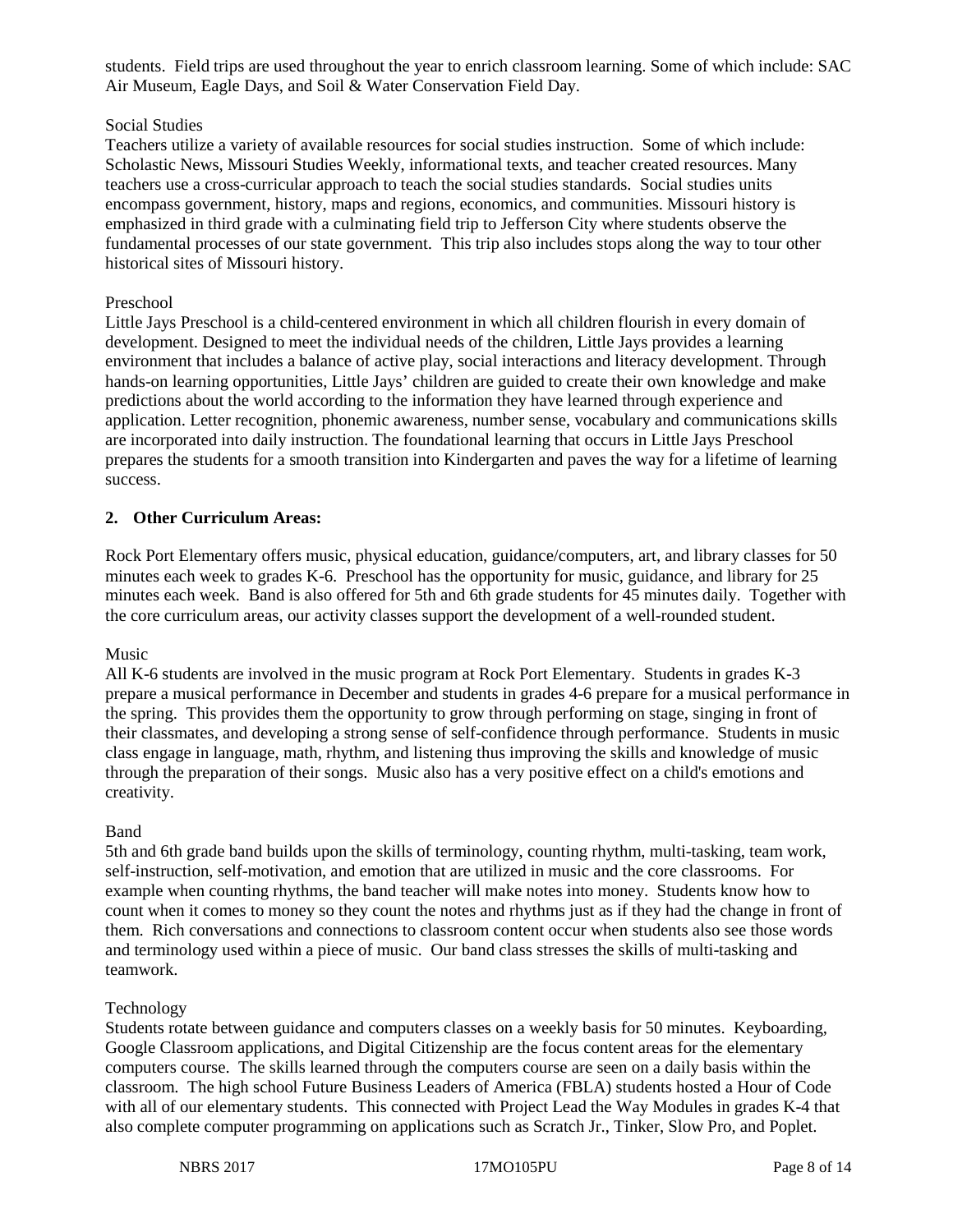students. Field trips are used throughout the year to enrich classroom learning. Some of which include: SAC Air Museum, Eagle Days, and Soil & Water Conservation Field Day.

Social Studies

Teachers utilize a variety of available resources for social studies instruction. Some of which include: Scholastic News, Missouri Studies Weekly, informational texts, and teacher created resources. Many teachers use a cross-curricular approach to teach the social studies standards. Social studies units encompass government, history, maps and regions, economics, and communities. Missouri history is emphasized in third grade with a culminating field trip to Jefferson City where students observe the fundamental processes of our state government. This trip also includes stops along the way to tour other historical sites of Missouri history.

Preschool

Little Jays Preschool is a child-centered environment in which all children flourish in every domain of development. Designed to meet the individual needs of the children, Little Jays provides a learning environment that includes a balance of active play, social interactions and literacy development. Through hands-on learning opportunities, Little Jays' children are guided to create their own knowledge and make predictions about the world according to the information they have learned through experience and application. Letter recognition, phonemic awareness, number sense, vocabulary and communications skills are incorporated into daily instruction. The foundational learning that occurs in Little Jays Preschool prepares the students for a smooth transition into Kindergarten and paves the way for a lifetime of learning success.

**2. Other Curriculum Areas:**

Rock Port Elementary offers music, physical education, guidance/computers, art, and library classes for 50 minutes each week to grades K-6. Preschool has the opportunity for music, guidance, and library for 25 minutes each week. Band is also offered for 5th and 6th grade students for 45 minutes daily. Together with the core curriculum areas, our activity classes support the development of a well-rounded student.

Music

All K-6 students are involved in the music program at Rock Port Elementary. Students in grades K-3 prepare a musical performance in December and students in grades 4-6 prepare for a musical performance in the spring. This provides them the opportunity to grow through performing on stage, singing in front of their classmates, and developing a strong sense of self-confidence through performance. Students in music class engage in language, math, rhythm, and listening thus improving the skills and knowledge of music through the preparation of their songs. Music also has a very positive effect on a child's emotions and creativity.

Band

5th and 6th grade band builds upon the skills of terminology, counting rhythm, multi-tasking, team work, self-instruction, self-motivation, and emotion that are utilized in music and the core classrooms. For example when counting rhythms, the band teacher will make notes into money. Students know how to count when it comes to money so they count the notes and rhythms just as if they had the change in front of them. Rich conversations and connections to classroom content occur when students also see those words and terminology used within a piece of music. Our band class stresses the skills of multi-tasking and teamwork.

Technology

Students rotate between guidance and computers classes on a weekly basis for 50 minutes. Keyboarding, Google Classroom applications, and Digital Citizenship are the focus content areas for the elementary computers course. The skills learned through the computers course are seen on a daily basis within the classroom. The high school Future Business Leaders of America (FBLA) students hosted a Hour of Code with all of our elementary students. This connected with Project Lead the Way Modules in grades K-4 that also complete computer programming on applications such as Scratch Jr., Tinker, Slow Pro, and Poplet.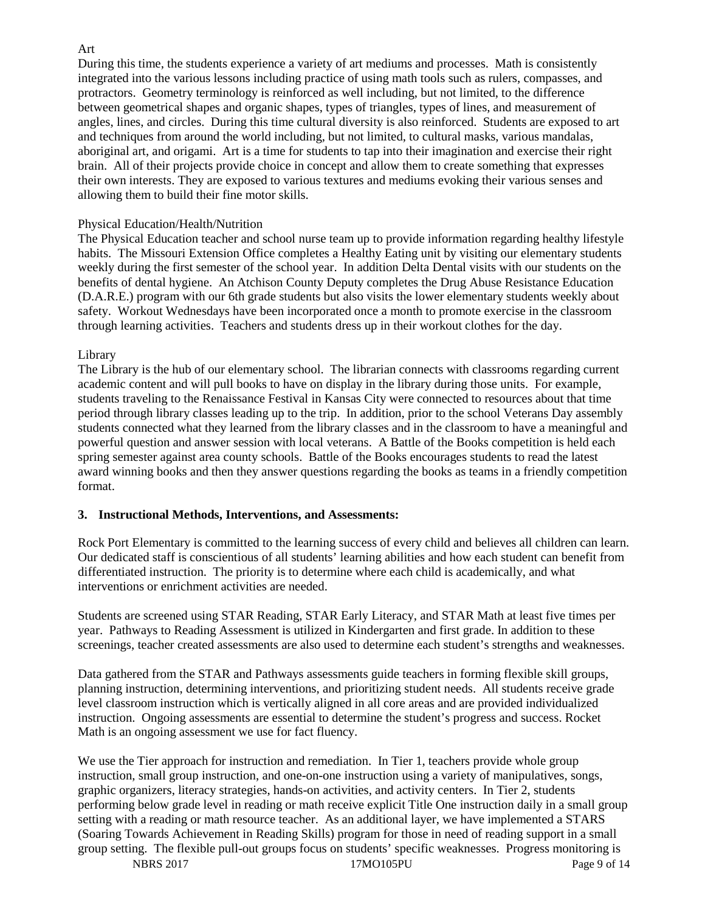Art

During this time, the students experience a variety of art mediums and processes. Math is consistently integrated into the various lessons including practice of using math tools such as rulers, compasses, and protractors. Geometry terminology is reinforced as well including, but not limited, to the difference between geometrical shapes and organic shapes, types of triangles, types of lines, and measurement of angles, lines, and circles. During this time cultural diversity is also reinforced. Students are exposed to art and techniques from around the world including, but not limited, to cultural masks, various mandalas, aboriginal art, and origami. Art is a time for students to tap into their imagination and exercise their right brain. All of their projects provide choice in concept and allow them to create something that expresses their own interests. They are exposed to various textures and mediums evoking their various senses and allowing them to build their fine motor skills.

Physical Education/Health/Nutrition

The Physical Education teacher and school nurse team up to provide information regarding healthy lifestyle habits. The Missouri Extension Office completes a Healthy Eating unit by visiting our elementary students weekly during the first semester of the school year. In addition Delta Dental visits with our students on the benefits of dental hygiene. An Atchison County Deputy completes the Drug Abuse Resistance Education (D.A.R.E.) program with our 6th grade students but also visits the lower elementary students weekly about safety. Workout Wednesdays have been incorporated once a month to promote exercise in the classroom through learning activities. Teachers and students dress up in their workout clothes for the day.

Library

The Library is the hub of our elementary school. The librarian connects with classrooms regarding current academic content and will pull books to have on display in the library during those units. For example, students traveling to the Renaissance Festival in Kansas City were connected to resources about that time period through library classes leading up to the trip. In addition, prior to the school Veterans Day assembly students connected what they learned from the library classes and in the classroom to have a meaningful and powerful question and answer session with local veterans. A Battle of the Books competition is held each spring semester against area county schools. Battle of the Books encourages students to read the latest award winning books and then they answer questions regarding the books as teams in a friendly competition format.

**3. Instructional Methods, Interventions, and Assessments:**

Rock Port Elementary is committed to the learning success of every child and believes all children can learn. Our dedicated staff is conscientious of all students' learning abilities and how each student can benefit from differentiated instruction. The priority is to determine where each child is academically, and what interventions or enrichment activities are needed.

Students are screened using STAR Reading, STAR Early Literacy, and STAR Math at least five times per year. Pathways to Reading Assessment is utilized in Kindergarten and first grade. In addition to these screenings, teacher created assessments are also used to determine each student's strengths and weaknesses.

Data gathered from the STAR and Pathways assessments guide teachers in forming flexible skill groups, planning instruction, determining interventions, and prioritizing student needs. All students receive grade level classroom instruction which is vertically aligned in all core areas and are provided individualized instruction. Ongoing assessments are essential to determine the student's progress and success. Rocket Math is an ongoing assessment we use for fact fluency.

We use the Tier approach for instruction and remediation. In Tier 1, teachers provide whole group instruction, small group instruction, and one-on-one instruction using a variety of manipulatives, songs, graphic organizers, literacy strategies, hands-on activities, and activity centers. In Tier 2, students performing below grade level in reading or math receive explicit Title One instruction daily in a small group setting with a reading or math resource teacher. As an additional layer, we have implemented a STARS (Soaring Towards Achievement in Reading Skills) program for those in need of reading support in a small group setting. The flexible pull-out groups focus on students' specific weaknesses. Progress monitoring is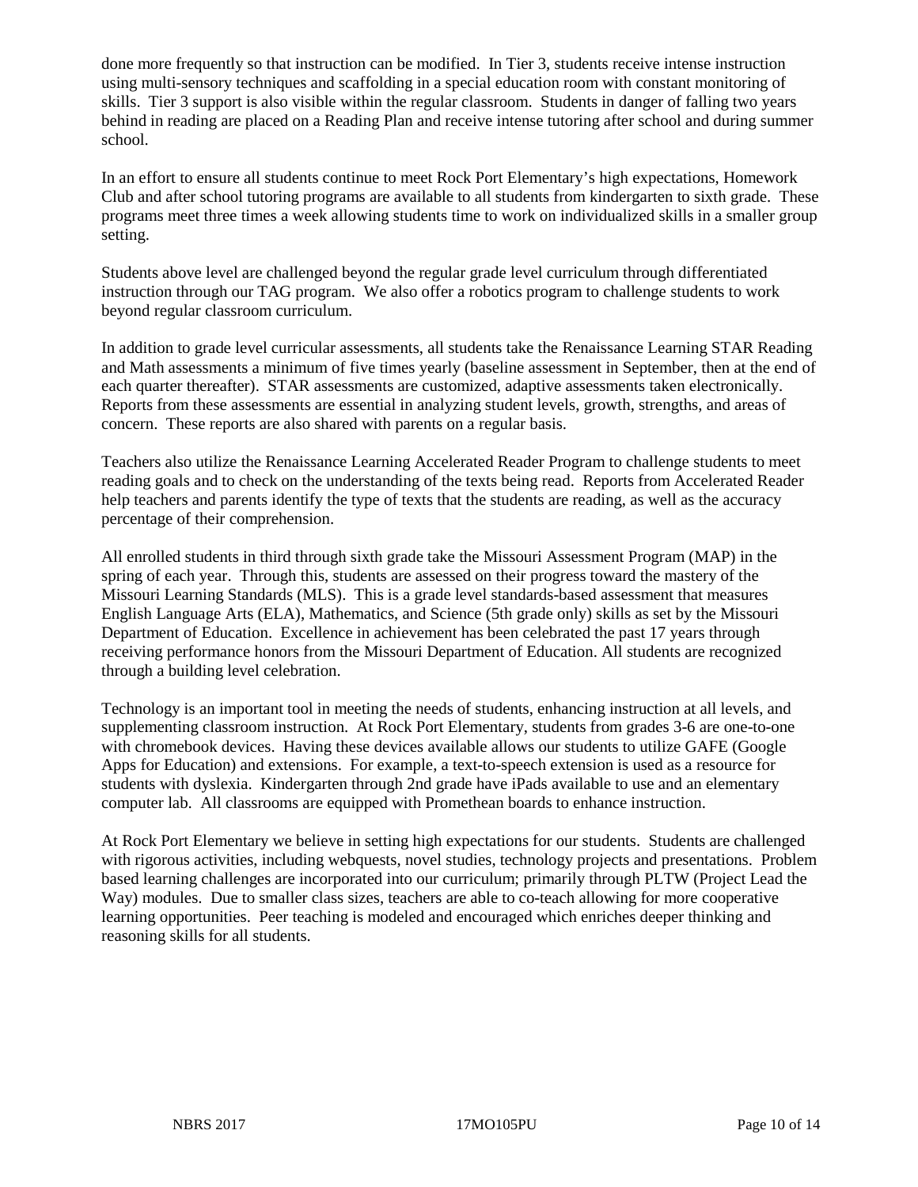done more frequently so that instruction can be modified. In Tier 3, students receive intense instruction using multi-sensory techniques and scaffolding in a special education room with constant monitoring of skills. Tier 3 support is also visible within the regular classroom. Students in danger of falling two years behind in reading are placed on a Reading Plan and receive intense tutoring after school and during summer school.

In an effort to ensure all students continue to meet Rock Port Elementary's high expectations, Homework Club and after school tutoring programs are available to all students from kindergarten to sixth grade. These programs meet three times a week allowing students time to work on individualized skills in a smaller group setting.

Students above level are challenged beyond the regular grade level curriculum through differentiated instruction through our TAG program. We also offer a robotics program to challenge students to work beyond regular classroom curriculum.

In addition to grade level curricular assessments, all students take the Renaissance Learning STAR Reading and Math assessments a minimum of five times yearly (baseline assessment in September, then at the end of each quarter thereafter). STAR assessments are customized, adaptive assessments taken electronically. Reports from these assessments are essential in analyzing student levels, growth, strengths, and areas of concern. These reports are also shared with parents on a regular basis.

Teachers also utilize the Renaissance Learning Accelerated Reader Program to challenge students to meet reading goals and to check on the understanding of the texts being read. Reports from Accelerated Reader help teachers and parents identify the type of texts that the students are reading, as well as the accuracy percentage of their comprehension.

All enrolled students in third through sixth grade take the Missouri Assessment Program (MAP) in the spring of each year. Through this, students are assessed on their progress toward the mastery of the Missouri Learning Standards (MLS). This is a grade level standards-based assessment that measures English Language Arts (ELA), Mathematics, and Science (5th grade only) skills as set by the Missouri Department of Education. Excellence in achievement has been celebrated the past 17 years through receiving performance honors from the Missouri Department of Education. All students are recognized through a building level celebration.

Technology is an important tool in meeting the needs of students, enhancing instruction at all levels, and supplementing classroom instruction. At Rock Port Elementary, students from grades 3-6 are one-to-one with chromebook devices. Having these devices available allows our students to utilize GAFE (Google Apps for Education) and extensions. For example, a text-to-speech extension is used as a resource for students with dyslexia. Kindergarten through 2nd grade have iPads available to use and an elementary computer lab. All classrooms are equipped with Promethean boards to enhance instruction.

At Rock Port Elementary we believe in setting high expectations for our students. Students are challenged with rigorous activities, including webquests, novel studies, technology projects and presentations. Problem based learning challenges are incorporated into our curriculum; primarily through PLTW (Project Lead the Way) modules. Due to smaller class sizes, teachers are able to co-teach allowing for more cooperative learning opportunities. Peer teaching is modeled and encouraged which enriches deeper thinking and reasoning skills for all students.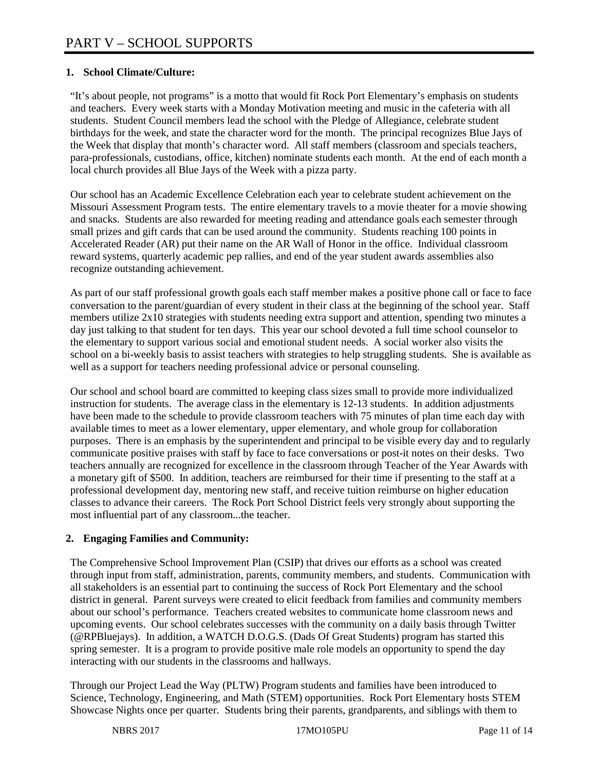# PART V – SCHOOL SUPPORTS

**1. School Climate/Culture:**

"It's about people, not programs" is a motto that would fit Rock Port Elementary's emphasis on students and teachers. Every week starts with a Monday Motivation meeting and music in the cafeteria with all students. Student Council members lead the school with the Pledge of Allegiance, celebrate student birthdays for the week, and state the character word for the month. The principal recognizes Blue Jays of the Week that display that month's character word. All staff members (classroom and specials teachers, para-professionals, custodians, office, kitchen) nominate students each month. At the end of each month a local church provides all Blue Jays of the Week with a pizza party.

Our school has an Academic Excellence Celebration each year to celebrate student achievement on the Missouri Assessment Program tests. The entire elementary travels to a movie theater for a movie showing and snacks. Students are also rewarded for meeting reading and attendance goals each semester through small prizes and gift cards that can be used around the community. Students reaching 100 points in Accelerated Reader (AR) put their name on the AR Wall of Honor in the office. Individual classroom reward systems, quarterly academic pep rallies, and end of the year student awards assemblies also recognize outstanding achievement.

As part of our staff professional growth goals each staff member makes a positive phone call or face to face conversation to the parent/guardian of every student in their class at the beginning of the school year. Staff members utilize 2x10 strategies with students needing extra support and attention, spending two minutes a day just talking to that student for ten days. This year our school devoted a full time school counselor to the elementary to support various social and emotional student needs. A social worker also visits the school on a bi-weekly basis to assist teachers with strategies to help struggling students. She is available as well as a support for teachers needing professional advice or personal counseling.

Our school and school board are committed to keeping class sizes small to provide more individualized instruction for students. The average class in the elementary is 12-13 students. In addition adjustments have been made to the schedule to provide classroom teachers with 75 minutes of plan time each day with available times to meet as a lower elementary, upper elementary, and whole group for collaboration purposes. There is an emphasis by the superintendent and principal to be visible every day and to regularly communicate positive praises with staff by face to face conversations or post-it notes on their desks. Two teachers annually are recognized for excellence in the classroom through Teacher of the Year Awards with a monetary gift of $500. In addition, teachers are reimbursed for their time if presenting to the staff at a professional development day, mentoring new staff, and receive tuition reimburse on higher education classes to advance their careers. The Rock Port School District feels very strongly about supporting the most influential part of any classroom...the teacher.

**2. Engaging Families and Community:**

The Comprehensive School Improvement Plan (CSIP) that drives our efforts as a school was created through input from staff, administration, parents, community members, and students. Communication with all stakeholders is an essential part to continuing the success of Rock Port Elementary and the school district in general. Parent surveys were created to elicit feedback from families and community members about our school's performance. Teachers created websites to communicate home classroom news and upcoming events. Our school celebrates successes with the community on a daily basis through Twitter (@RPBluejays). In addition, a WATCH D.O.G.S. (Dads Of Great Students) program has started this spring semester. It is a program to provide positive male role models an opportunity to spend the day interacting with our students in the classrooms and hallways.

Through our Project Lead the Way (PLTW) Program students and families have been introduced to Science, Technology, Engineering, and Math (STEM) opportunities. Rock Port Elementary hosts STEM Showcase Nights once per quarter. Students bring their parents, grandparents, and siblings with them to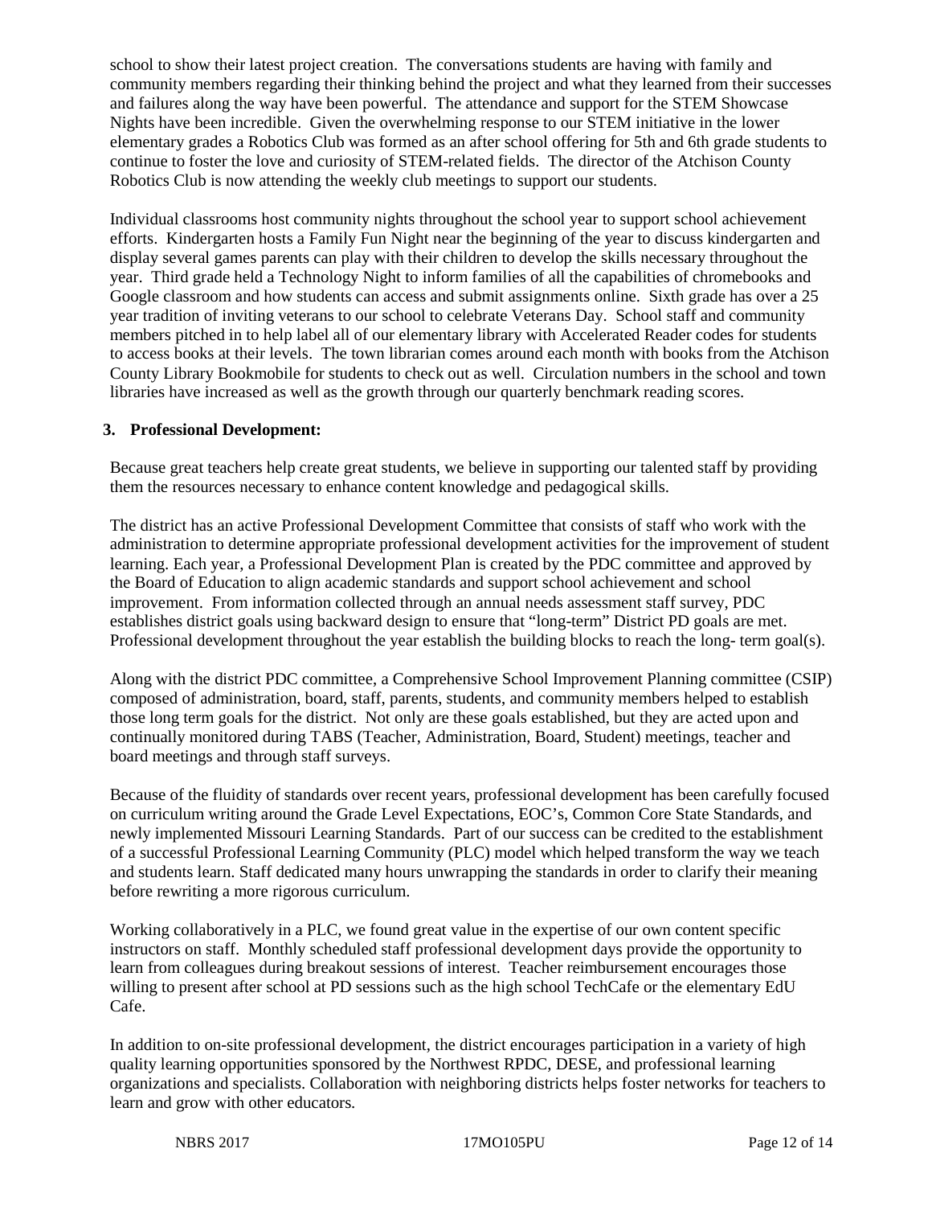school to show their latest project creation. The conversations students are having with family and community members regarding their thinking behind the project and what they learned from their successes and failures along the way have been powerful. The attendance and support for the STEM Showcase Nights have been incredible. Given the overwhelming response to our STEM initiative in the lower elementary grades a Robotics Club was formed as an after school offering for 5th and 6th grade students to continue to foster the love and curiosity of STEM-related fields. The director of the Atchison County Robotics Club is now attending the weekly club meetings to support our students.

Individual classrooms host community nights throughout the school year to support school achievement efforts. Kindergarten hosts a Family Fun Night near the beginning of the year to discuss kindergarten and display several games parents can play with their children to develop the skills necessary throughout the year. Third grade held a Technology Night to inform families of all the capabilities of chromebooks and Google classroom and how students can access and submit assignments online. Sixth grade has over a 25 year tradition of inviting veterans to our school to celebrate Veterans Day. School staff and community members pitched in to help label all of our elementary library with Accelerated Reader codes for students to access books at their levels. The town librarian comes around each month with books from the Atchison County Library Bookmobile for students to check out as well. Circulation numbers in the school and town libraries have increased as well as the growth through our quarterly benchmark reading scores.

**3. Professional Development:**

Because great teachers help create great students, we believe in supporting our talented staff by providing them the resources necessary to enhance content knowledge and pedagogical skills.

The district has an active Professional Development Committee that consists of staff who work with the administration to determine appropriate professional development activities for the improvement of student learning. Each year, a Professional Development Plan is created by the PDC committee and approved by the Board of Education to align academic standards and support school achievement and school improvement. From information collected through an annual needs assessment staff survey, PDC establishes district goals using backward design to ensure that "long-term" District PD goals are met. Professional development throughout the year establish the building blocks to reach the long- term goal(s).

Along with the district PDC committee, a Comprehensive School Improvement Planning committee (CSIP) composed of administration, board, staff, parents, students, and community members helped to establish those long term goals for the district. Not only are these goals established, but they are acted upon and continually monitored during TABS (Teacher, Administration, Board, Student) meetings, teacher and board meetings and through staff surveys.

Because of the fluidity of standards over recent years, professional development has been carefully focused on curriculum writing around the Grade Level Expectations, EOC's, Common Core State Standards, and newly implemented Missouri Learning Standards. Part of our success can be credited to the establishment of a successful Professional Learning Community (PLC) model which helped transform the way we teach and students learn. Staff dedicated many hours unwrapping the standards in order to clarify their meaning before rewriting a more rigorous curriculum.

Working collaboratively in a PLC, we found great value in the expertise of our own content specific instructors on staff. Monthly scheduled staff professional development days provide the opportunity to learn from colleagues during breakout sessions of interest. Teacher reimbursement encourages those willing to present after school at PD sessions such as the high school TechCafe or the elementary EdU Cafe.

In addition to on-site professional development, the district encourages participation in a variety of high quality learning opportunities sponsored by the Northwest RPDC, DESE, and professional learning organizations and specialists. Collaboration with neighboring districts helps foster networks for teachers to learn and grow with other educators.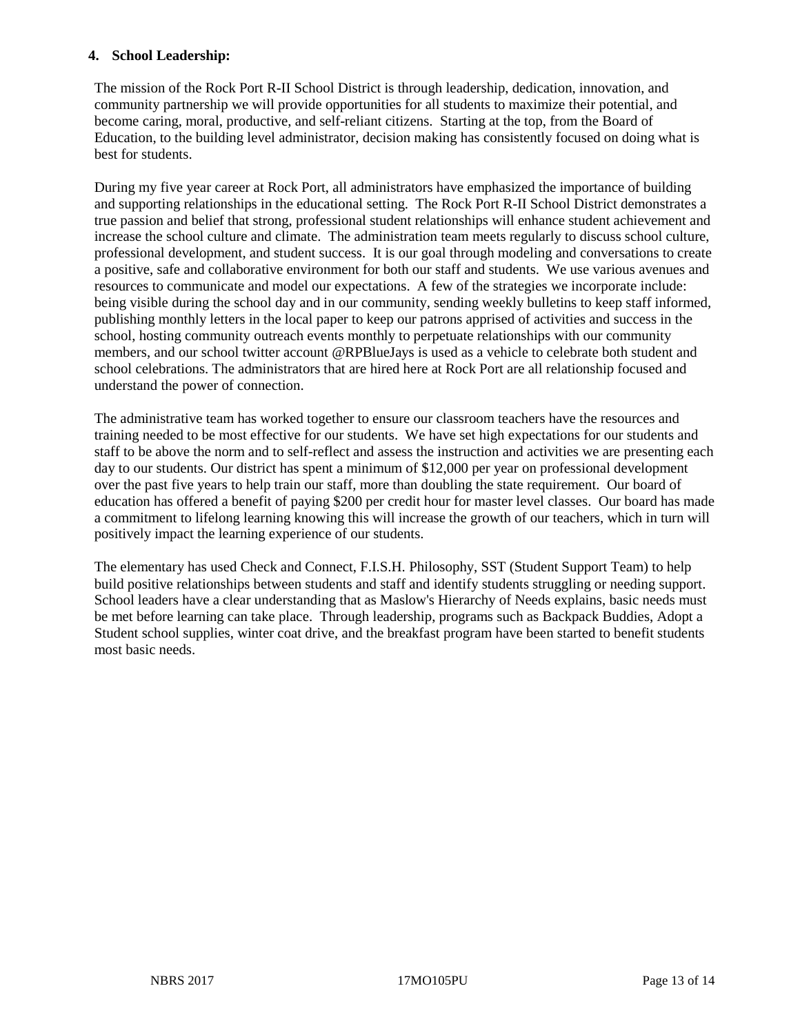#### 4. School Leadership:

The mission of the Rock Port R-II School District is through leadership, dedication, innovation, and community partnership we will provide opportunities for all students to maximize their potential, and become caring, moral, productive, and self-reliant citizens. Starting at the top, from the Board of Education, to the building level administrator, decision making has consistently focused on doing what is best for students.

During my five year career at Rock Port, all administrators have emphasized the importance of building and supporting relationships in the educational setting. The Rock Port R-II School District demonstrates a true passion and belief that strong, professional student relationships will enhance student achievement and increase the school culture and climate. The administration team meets regularly to discuss school culture, professional development, and student success. It is our goal through modeling and conversations to create a positive, safe and collaborative environment for both our staff and students. We use various avenues and resources to communicate and model our expectations. A few of the strategies we incorporate include: being visible during the school day and in our community, sending weekly bulletins to keep staff informed, publishing monthly letters in the local paper to keep our patrons apprised of activities and success in the school, hosting community outreach events monthly to perpetuate relationships with our community members, and our school twitter account @RPBlueJays is used as a vehicle to celebrate both student and school celebrations. The administrators that are hired here at Rock Port are all relationship focused and understand the power of connection.

The administrative team has worked together to ensure our classroom teachers have the resources and training needed to be most effective for our students. We have set high expectations for our students and staff to be above the norm and to self-reflect and assess the instruction and activities we are presenting each day to our students. Our district has spent a minimum of $12,000 per year on professional development over the past five years to help train our staff, more than doubling the state requirement. Our board of education has offered a benefit of paying $200 per credit hour for master level classes. Our board has made a commitment to lifelong learning knowing this will increase the growth of our teachers, which in turn will positively impact the learning experience of our students.

The elementary has used Check and Connect, F.I.S.H. Philosophy, SST (Student Support Team) to help build positive relationships between students and staff and identify students struggling or needing support. School leaders have a clear understanding that as Maslow's Hierarchy of Needs explains, basic needs must be met before learning can take place. Through leadership, programs such as Backpack Buddies, Adopt a Student school supplies, winter coat drive, and the breakfast program have been started to benefit students most basic needs.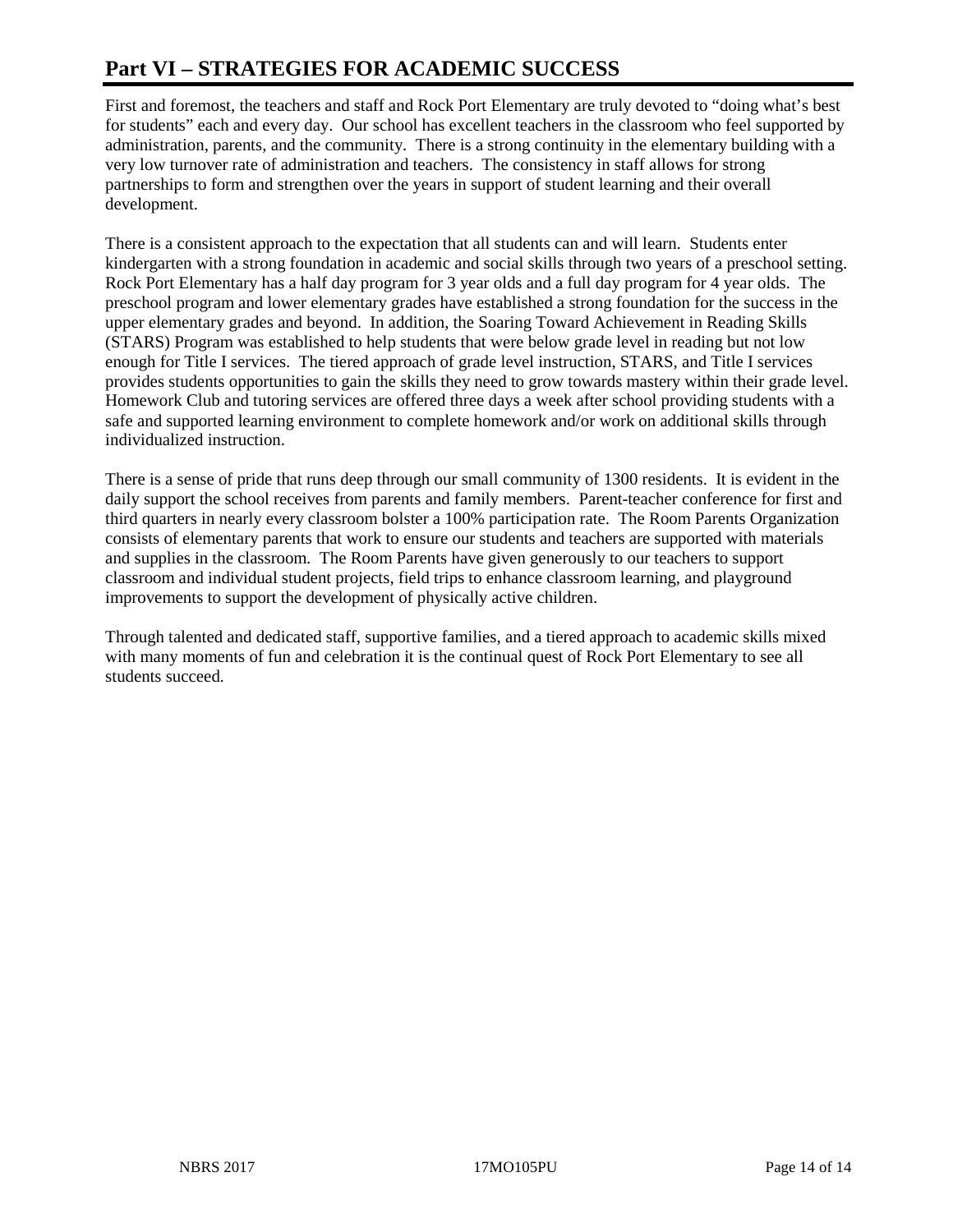# Part VI – STRATEGIES FOR ACADEMIC SUCCESS

First and foremost, the teachers and staff and Rock Port Elementary are truly devoted to "doing what's best for students" each and every day. Our school has excellent teachers in the classroom who feel supported by administration, parents, and the community. There is a strong continuity in the elementary building with a very low turnover rate of administration and teachers. The consistency in staff allows for strong partnerships to form and strengthen over the years in support of student learning and their overall development.

There is a consistent approach to the expectation that all students can and will learn. Students enter kindergarten with a strong foundation in academic and social skills through two years of a preschool setting. Rock Port Elementary has a half day program for 3 year olds and a full day program for 4 year olds. The preschool program and lower elementary grades have established a strong foundation for the success in the upper elementary grades and beyond. In addition, the Soaring Toward Achievement in Reading Skills (STARS) Program was established to help students that were below grade level in reading but not low enough for Title I services. The tiered approach of grade level instruction, STARS, and Title I services provides students opportunities to gain the skills they need to grow towards mastery within their grade level. Homework Club and tutoring services are offered three days a week after school providing students with a safe and supported learning environment to complete homework and/or work on additional skills through individualized instruction.

There is a sense of pride that runs deep through our small community of 1300 residents. It is evident in the daily support the school receives from parents and family members. Parent-teacher conference for first and third quarters in nearly every classroom bolster a 100% participation rate. The Room Parents Organization consists of elementary parents that work to ensure our students and teachers are supported with materials and supplies in the classroom. The Room Parents have given generously to our teachers to support classroom and individual student projects, field trips to enhance classroom learning, and playground improvements to support the development of physically active children.

Through talented and dedicated staff, supportive families, and a tiered approach to academic skills mixed with many moments of fun and celebration it is the continual quest of Rock Port Elementary to see all students succeed.